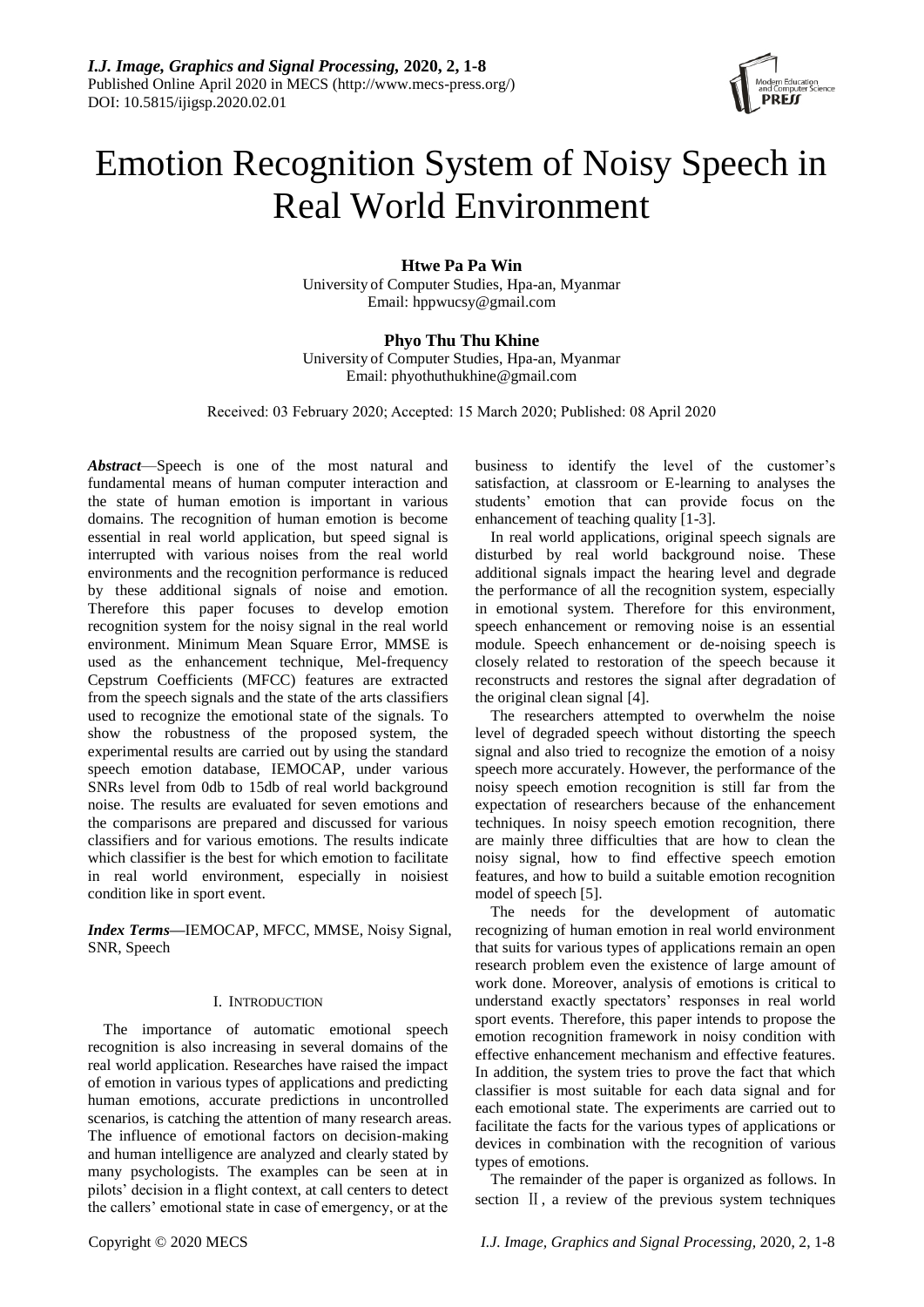# Emotion Recognition System of Noisy Speech in Real World Environment

**Htwe Pa Pa Win**
University of Computer Studies, Hpa-an, Myanmar
Email: hppwucsy@gmail.com

**Phyo Thu Thu Khine**
University of Computer Studies, Hpa-an, Myanmar
Email: phyothuthukhine@gmail.com

Received: 03 February 2020; Accepted: 15 March 2020; Published: 08 April 2020

***Abstract***—Speech is one of the most natural and fundamental means of human computer interaction and the state of human emotion is important in various domains. The recognition of human emotion is become essential in real world application, but speed signal is interrupted with various noises from the real world environments and the recognition performance is reduced by these additional signals of noise and emotion. Therefore this paper focuses to develop emotion recognition system for the noisy signal in the real world environment. Minimum Mean Square Error, MMSE is used as the enhancement technique, Mel-frequency Cepstrum Coefficients (MFCC) features are extracted from the speech signals and the state of the arts classifiers used to recognize the emotional state of the signals. To show the robustness of the proposed system, the experimental results are carried out by using the standard speech emotion database, IEMOCAP, under various SNRs level from 0db to 15db of real world background noise. The results are evaluated for seven emotions and the comparisons are prepared and discussed for various classifiers and for various emotions. The results indicate which classifier is the best for which emotion to facilitate in real world environment, especially in noisiest condition like in sport event.

***Index Terms*—**IEMOCAP, MFCC, MMSE, Noisy Signal, SNR, Speech

## I. INTRODUCTION

The importance of automatic emotional speech recognition is also increasing in several domains of the real world application. Researches have raised the impact of emotion in various types of applications and predicting human emotions, accurate predictions in uncontrolled scenarios, is catching the attention of many research areas. The influence of emotional factors on decision-making and human intelligence are analyzed and clearly stated by many psychologists. The examples can be seen at in pilots' decision in a flight context, at call centers to detect the callers' emotional state in case of emergency, or at the business to identify the level of the customer's satisfaction, at classroom or E-learning to analyses the students' emotion that can provide focus on the enhancement of teaching quality [1-3].

In real world applications, original speech signals are disturbed by real world background noise. These additional signals impact the hearing level and degrade the performance of all the recognition system, especially in emotional system. Therefore for this environment, speech enhancement or removing noise is an essential module. Speech enhancement or de-noising speech is closely related to restoration of the speech because it reconstructs and restores the signal after degradation of the original clean signal [4].

The researchers attempted to overwhelm the noise level of degraded speech without distorting the speech signal and also tried to recognize the emotion of a noisy speech more accurately. However, the performance of the noisy speech emotion recognition is still far from the expectation of researchers because of the enhancement techniques. In noisy speech emotion recognition, there are mainly three difficulties that are how to clean the noisy signal, how to find effective speech emotion features, and how to build a suitable emotion recognition model of speech [5].

The needs for the development of automatic recognizing of human emotion in real world environment that suits for various types of applications remain an open research problem even the existence of large amount of work done. Moreover, analysis of emotions is critical to understand exactly spectators' responses in real world sport events. Therefore, this paper intends to propose the emotion recognition framework in noisy condition with effective enhancement mechanism and effective features. In addition, the system tries to prove the fact that which classifier is most suitable for each data signal and for each emotional state. The experiments are carried out to facilitate the facts for the various types of applications or devices in combination with the recognition of various types of emotions.

The remainder of the paper is organized as follows. In section Ⅱ, a review of the previous system techniques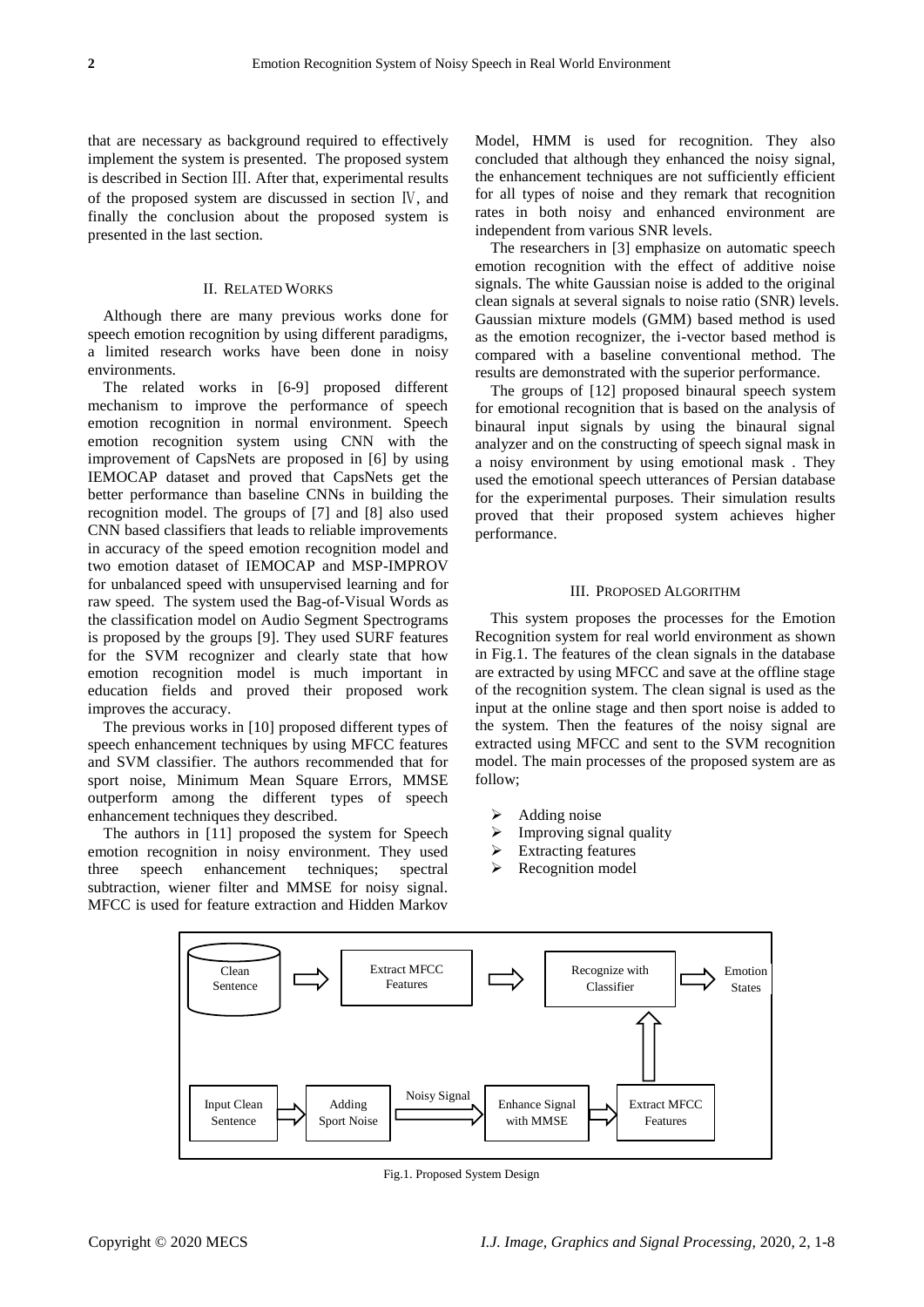that are necessary as background required to effectively implement the system is presented. The proposed system is described in Section Ⅲ. After that, experimental results of the proposed system are discussed in section Ⅳ, and finally the conclusion about the proposed system is presented in the last section.

## II. RELATED WORKS

Although there are many previous works done for speech emotion recognition by using different paradigms, a limited research works have been done in noisy environments.

The related works in [6-9] proposed different mechanism to improve the performance of speech emotion recognition in normal environment. Speech emotion recognition system using CNN with the improvement of CapsNets are proposed in [6] by using IEMOCAP dataset and proved that CapsNets get the better performance than baseline CNNs in building the recognition model. The groups of [7] and [8] also used CNN based classifiers that leads to reliable improvements in accuracy of the speed emotion recognition model and two emotion dataset of IEMOCAP and MSP-IMPROV for unbalanced speed with unsupervised learning and for raw speed. The system used the Bag-of-Visual Words as the classification model on Audio Segment Spectrograms is proposed by the groups [9]. They used SURF features for the SVM recognizer and clearly state that how emotion recognition model is much important in education fields and proved their proposed work improves the accuracy.

The previous works in [10] proposed different types of speech enhancement techniques by using MFCC features and SVM classifier. The authors recommended that for sport noise, Minimum Mean Square Errors, MMSE outperform among the different types of speech enhancement techniques they described.

The authors in [11] proposed the system for Speech emotion recognition in noisy environment. They used three speech enhancement techniques; spectral subtraction, wiener filter and MMSE for noisy signal. MFCC is used for feature extraction and Hidden Markov Model, HMM is used for recognition. They also concluded that although they enhanced the noisy signal, the enhancement techniques are not sufficiently efficient for all types of noise and they remark that recognition rates in both noisy and enhanced environment are independent from various SNR levels.

The researchers in [3] emphasize on automatic speech emotion recognition with the effect of additive noise signals. The white Gaussian noise is added to the original clean signals at several signals to noise ratio (SNR) levels. Gaussian mixture models (GMM) based method is used as the emotion recognizer, the i-vector based method is compared with a baseline conventional method. The results are demonstrated with the superior performance.

The groups of [12] proposed binaural speech system for emotional recognition that is based on the analysis of binaural input signals by using the binaural signal analyzer and on the constructing of speech signal mask in a noisy environment by using emotional mask . They used the emotional speech utterances of Persian database for the experimental purposes. Their simulation results proved that their proposed system achieves higher performance.

## III. PROPOSED ALGORITHM

This system proposes the processes for the Emotion Recognition system for real world environment as shown in Fig.1. The features of the clean signals in the database are extracted by using MFCC and save at the offline stage of the recognition system. The clean signal is used as the input at the online stage and then sport noise is added to the system. Then the features of the noisy signal are extracted using MFCC and sent to the SVM recognition model. The main processes of the proposed system are as follow;

- Adding noise
- Improving signal quality
- Extracting features
- Recognition model

Clean Sentence
Extract MFCC Features
Recognize with Classifier
Emotion States
Input Clean Sentence
Adding Sport Noise
Noisy Signal
Enhance Signal with MMSE
Extract MFCC Features

Fig.1. Proposed System Design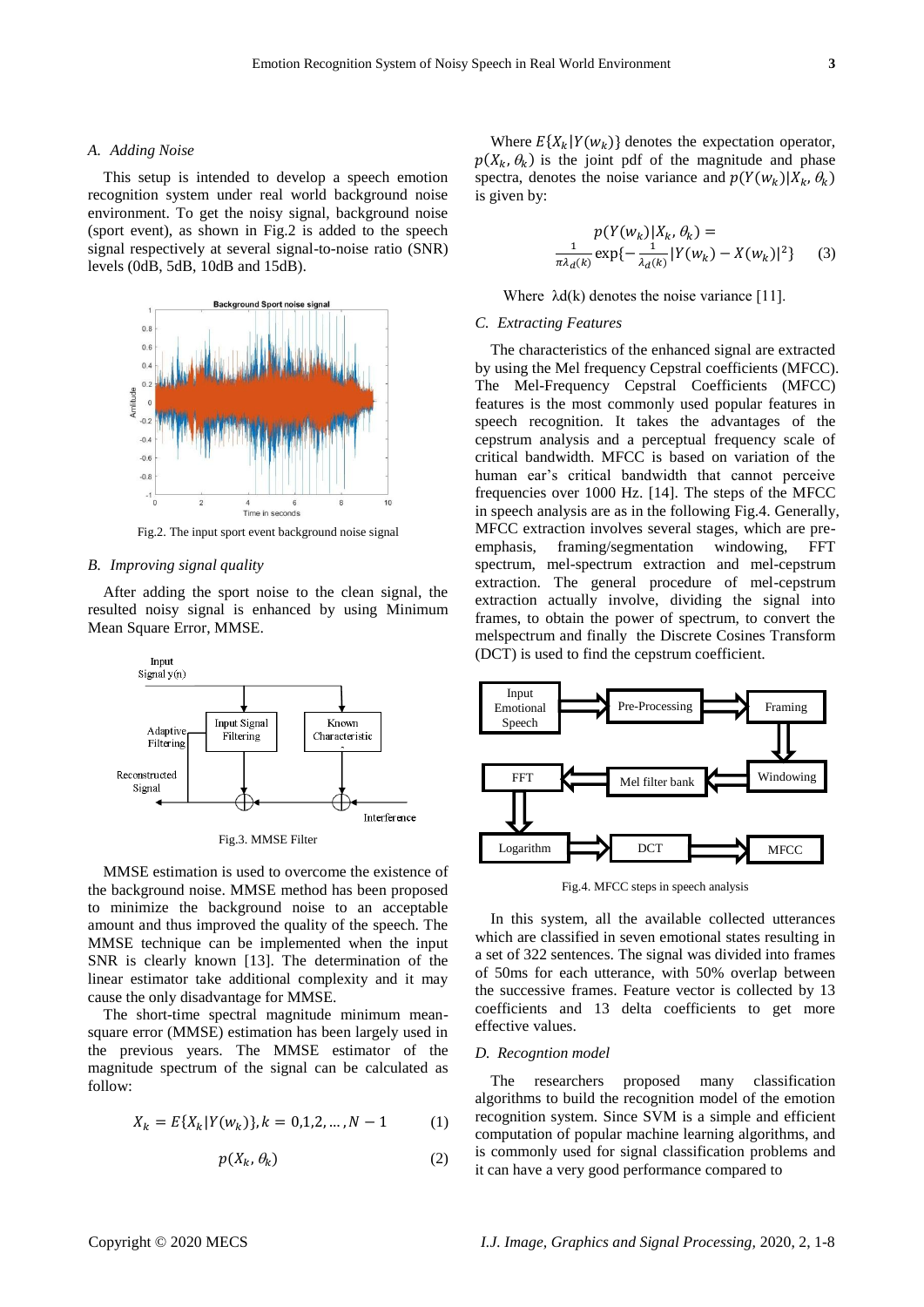### A. Adding Noise

This setup is intended to develop a speech emotion recognition system under real world background noise environment. To get the noisy signal, background noise (sport event), as shown in Fig.2 is added to the speech signal respectively at several signal-to-noise ratio (SNR) levels (0dB, 5dB, 10dB and 15dB).

Fig.2. The input sport event background noise signal

### B. Improving signal quality

After adding the sport noise to the clean signal, the resulted noisy signal is enhanced by using Minimum Mean Square Error, MMSE.

Fig.3. MMSE Filter

MMSE estimation is used to overcome the existence of the background noise. MMSE method has been proposed to minimize the background noise to an acceptable amount and thus improved the quality of the speech. The MMSE technique can be implemented when the input SNR is clearly known [13]. The determination of the linear estimator take additional complexity and it may cause the only disadvantage for MMSE.

The short-time spectral magnitude minimum mean-square error (MMSE) estimation has been largely used in the previous years. The MMSE estimator of the magnitude spectrum of the signal can be calculated as follow:

$$X_k = E\{X_k|Y(w_k)\}, k = 0,1,2, \dots, N-1 \quad (1)$$

$$p(X_k, \theta_k) \quad (2)$$

Where $E\{X_k|Y(w_k)\}$ denotes the expectation operator, $p(X_k, \theta_k)$ is the joint pdf of the magnitude and phase spectra, denotes the noise variance and $p(Y(w_k)|X_k, \theta_k)$ is given by:

$$p(Y(w_k)|X_k, \theta_k) = \frac{1}{\pi\lambda_d(k)}\exp\{-\frac{1}{\lambda_d(k)}|Y(w_k) - X(w_k)|^2\} \quad (3)$$

Where $\lambda d(k)$ denotes the noise variance [11].

### C. Extracting Features

The characteristics of the enhanced signal are extracted by using the Mel frequency Cepstral coefficients (MFCC). The Mel-Frequency Cepstral Coefficients (MFCC) features is the most commonly used popular features in speech recognition. It takes the advantages of the cepstrum analysis and a perceptual frequency scale of critical bandwidth. MFCC is based on variation of the human ear's critical bandwidth that cannot perceive frequencies over 1000 Hz. [14]. The steps of the MFCC in speech analysis are as in the following Fig.4. Generally, MFCC extraction involves several stages, which are pre-emphasis, framing/segmentation windowing, FFT spectrum, mel-spectrum extraction and mel-cepstrum extraction. The general procedure of mel-cepstrum extraction actually involve, dividing the signal into frames, to obtain the power of spectrum, to convert the melspectrum and finally the Discrete Cosines Transform (DCT) is used to find the cepstrum coefficient.

Fig.4. MFCC steps in speech analysis

In this system, all the available collected utterances which are classified in seven emotional states resulting in a set of 322 sentences. The signal was divided into frames of 50ms for each utterance, with 50% overlap between the successive frames. Feature vector is collected by 13 coefficients and 13 delta coefficients to get more effective values.

### D. Recogntion model

The researchers proposed many classification algorithms to build the recognition model of the emotion recognition system. Since SVM is a simple and efficient computation of popular machine learning algorithms, and is commonly used for signal classification problems and it can have a very good performance compared to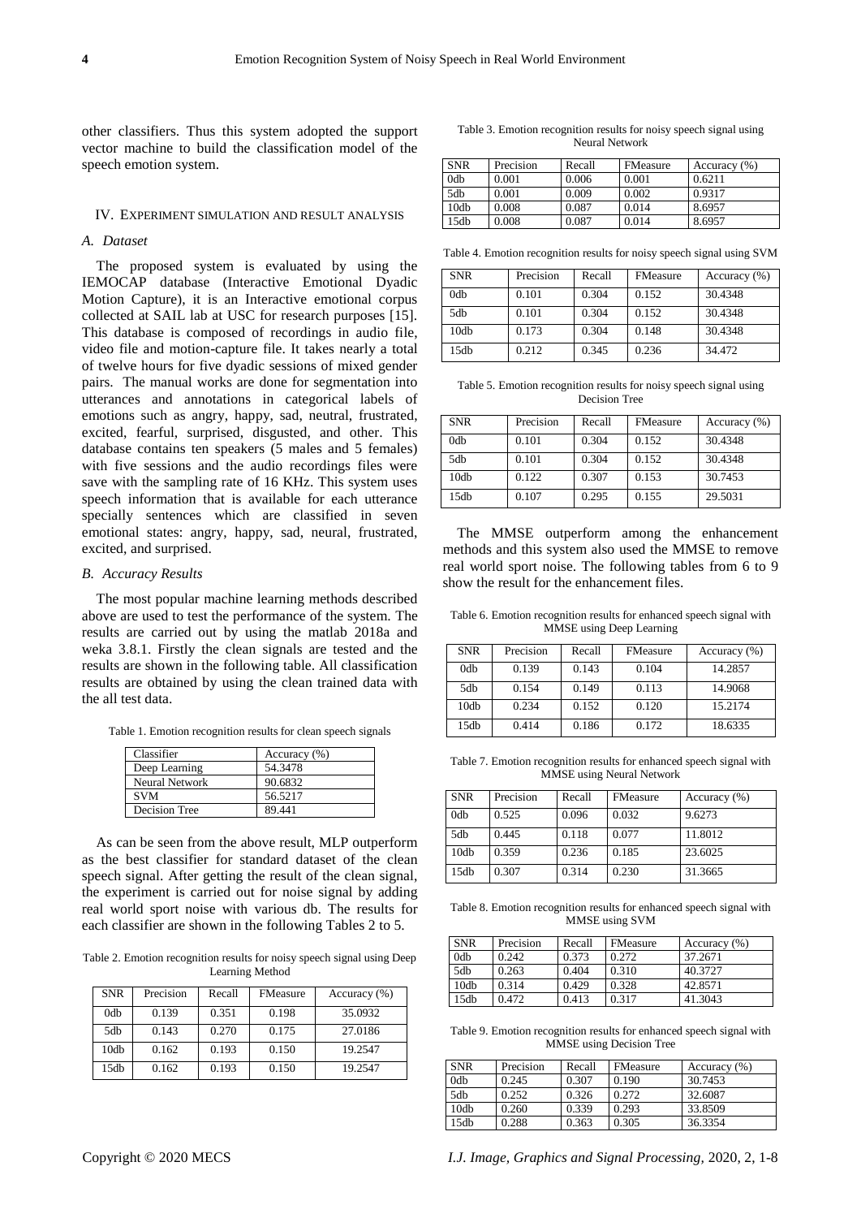other classifiers. Thus this system adopted the support vector machine to build the classification model of the speech emotion system.

## IV. Experiment Simulation and Result Analysis

### *A. Dataset*

The proposed system is evaluated by using the IEMOCAP database (Interactive Emotional Dyadic Motion Capture), it is an Interactive emotional corpus collected at SAIL lab at USC for research purposes [15]. This database is composed of recordings in audio file, video file and motion-capture file. It takes nearly a total of twelve hours for five dyadic sessions of mixed gender pairs. The manual works are done for segmentation into utterances and annotations in categorical labels of emotions such as angry, happy, sad, neutral, frustrated, excited, fearful, surprised, disgusted, and other. This database contains ten speakers (5 males and 5 females) with five sessions and the audio recordings files were save with the sampling rate of 16 KHz. This system uses speech information that is available for each utterance specially sentences which are classified in seven emotional states: angry, happy, sad, neural, frustrated, excited, and surprised.

### *B. Accuracy Results*

The most popular machine learning methods described above are used to test the performance of the system. The results are carried out by using the matlab 2018a and weka 3.8.1. Firstly the clean signals are tested and the results are shown in the following table. All classification results are obtained by using the clean trained data with the all test data.

Table 1. Emotion recognition results for clean speech signals

| Classifier | Accuracy (%) |
|---|---|
| Deep Learning | 54.3478 |
| Neural Network | 90.6832 |
| SVM | 56.5217 |
| Decision Tree | 89.441 |

As can be seen from the above result, MLP outperform as the best classifier for standard dataset of the clean speech signal. After getting the result of the clean signal, the experiment is carried out for noise signal by adding real world sport noise with various db. The results for each classifier are shown in the following Tables 2 to 5.

Table 2. Emotion recognition results for noisy speech signal using Deep Learning Method

| SNR | Precision | Recall | FMeasure | Accuracy (%) |
|---|---|---|---|---|
| 0db | 0.139 | 0.351 | 0.198 | 35.0932 |
| 5db | 0.143 | 0.270 | 0.175 | 27.0186 |
| 10db | 0.162 | 0.193 | 0.150 | 19.2547 |
| 15db | 0.162 | 0.193 | 0.150 | 19.2547 |

Table 3. Emotion recognition results for noisy speech signal using Neural Network

| SNR | Precision | Recall | FMeasure | Accuracy (%) |
|---|---|---|---|---|
| 0db | 0.001 | 0.006 | 0.001 | 0.6211 |
| 5db | 0.001 | 0.009 | 0.002 | 0.9317 |
| 10db | 0.008 | 0.087 | 0.014 | 8.6957 |
| 15db | 0.008 | 0.087 | 0.014 | 8.6957 |

Table 4. Emotion recognition results for noisy speech signal using SVM

| SNR | Precision | Recall | FMeasure | Accuracy (%) |
|---|---|---|---|---|
| 0db | 0.101 | 0.304 | 0.152 | 30.4348 |
| 5db | 0.101 | 0.304 | 0.152 | 30.4348 |
| 10db | 0.173 | 0.304 | 0.148 | 30.4348 |
| 15db | 0.212 | 0.345 | 0.236 | 34.472 |

Table 5. Emotion recognition results for noisy speech signal using Decision Tree

| SNR | Precision | Recall | FMeasure | Accuracy (%) |
|---|---|---|---|---|
| 0db | 0.101 | 0.304 | 0.152 | 30.4348 |
| 5db | 0.101 | 0.304 | 0.152 | 30.4348 |
| 10db | 0.122 | 0.307 | 0.153 | 30.7453 |
| 15db | 0.107 | 0.295 | 0.155 | 29.5031 |

The MMSE outperform among the enhancement methods and this system also used the MMSE to remove real world sport noise. The following tables from 6 to 9 show the result for the enhancement files.

Table 6. Emotion recognition results for enhanced speech signal with MMSE using Deep Learning

| SNR | Precision | Recall | FMeasure | Accuracy (%) |
|---|---|---|---|---|
| 0db | 0.139 | 0.143 | 0.104 | 14.2857 |
| 5db | 0.154 | 0.149 | 0.113 | 14.9068 |
| 10db | 0.234 | 0.152 | 0.120 | 15.2174 |
| 15db | 0.414 | 0.186 | 0.172 | 18.6335 |

Table 7. Emotion recognition results for enhanced speech signal with MMSE using Neural Network

| SNR | Precision | Recall | FMeasure | Accuracy (%) |
|---|---|---|---|---|
| 0db | 0.525 | 0.096 | 0.032 | 9.6273 |
| 5db | 0.445 | 0.118 | 0.077 | 11.8012 |
| 10db | 0.359 | 0.236 | 0.185 | 23.6025 |
| 15db | 0.307 | 0.314 | 0.230 | 31.3665 |

Table 8. Emotion recognition results for enhanced speech signal with MMSE using SVM

| SNR | Precision | Recall | FMeasure | Accuracy (%) |
|---|---|---|---|---|
| 0db | 0.242 | 0.373 | 0.272 | 37.2671 |
| 5db | 0.263 | 0.404 | 0.310 | 40.3727 |
| 10db | 0.314 | 0.429 | 0.328 | 42.8571 |
| 15db | 0.472 | 0.413 | 0.317 | 41.3043 |

Table 9. Emotion recognition results for enhanced speech signal with MMSE using Decision Tree

| SNR | Precision | Recall | FMeasure | Accuracy (%) |
|---|---|---|---|---|
| 0db | 0.245 | 0.307 | 0.190 | 30.7453 |
| 5db | 0.252 | 0.326 | 0.272 | 32.6087 |
| 10db | 0.260 | 0.339 | 0.293 | 33.8509 |
| 15db | 0.288 | 0.363 | 0.305 | 36.3354 |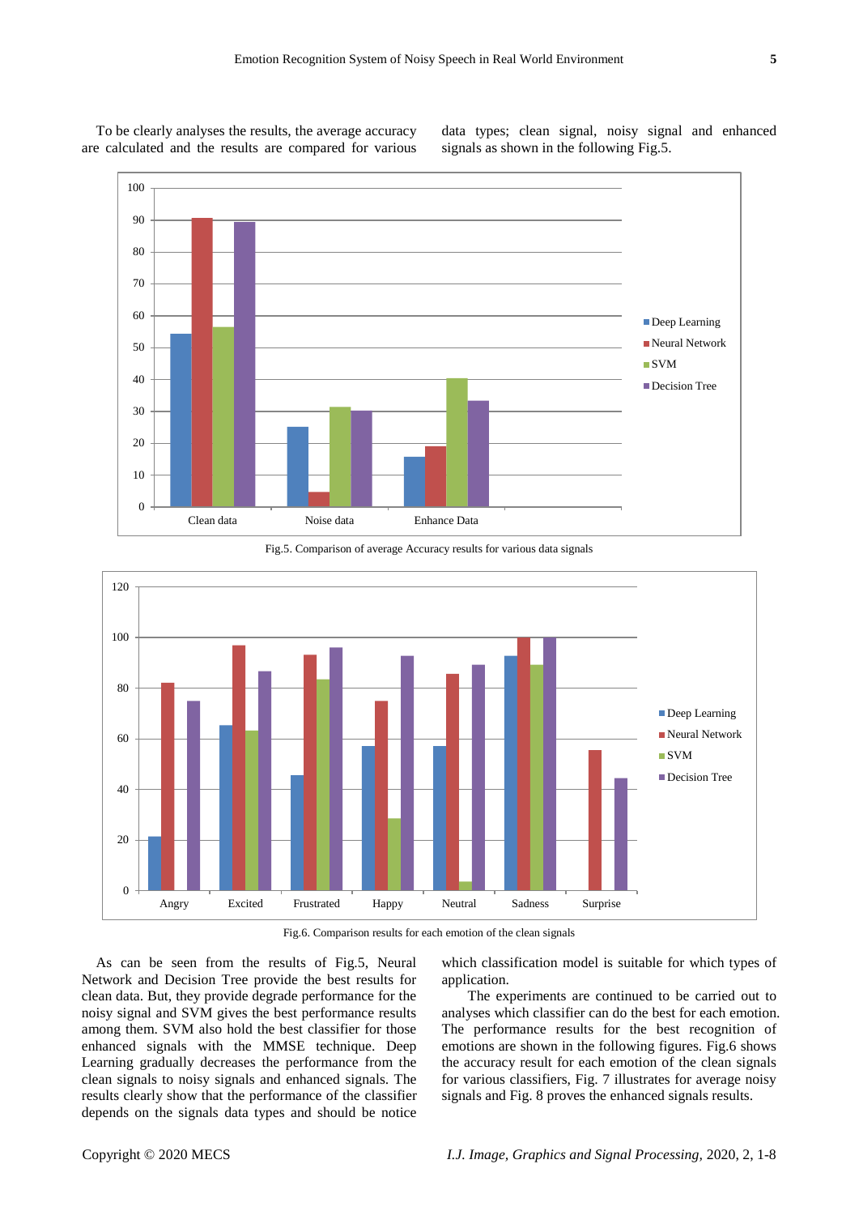To be clearly analyses the results, the average accuracy are calculated and the results are compared for various data types; clean signal, noisy signal and enhanced signals as shown in the following Fig.5.

100
90
80
70
60
50
40
30
20
10
0

Clean data
Noise data
Enhance Data

Deep Learning
Neural Network
SVM
Decision Tree

Fig.5. Comparison of average Accuracy results for various data signals

120
100
80
60
40
20
0

Angry
Excited
Frustrated
Happy
Neutral
Sadness
Surprise

Deep Learning
Neural Network
SVM
Decision Tree

Fig.6. Comparison results for each emotion of the clean signals

As can be seen from the results of Fig.5, Neural Network and Decision Tree provide the best results for clean data. But, they provide degrade performance for the noisy signal and SVM gives the best performance results among them. SVM also hold the best classifier for those enhanced signals with the MMSE technique. Deep Learning gradually decreases the performance from the clean signals to noisy signals and enhanced signals. The results clearly show that the performance of the classifier depends on the signals data types and should be notice which classification model is suitable for which types of application.

The experiments are continued to be carried out to analyses which classifier can do the best for each emotion. The performance results for the best recognition of emotions are shown in the following figures. Fig.6 shows the accuracy result for each emotion of the clean signals for various classifiers, Fig. 7 illustrates for average noisy signals and Fig. 8 proves the enhanced signals results.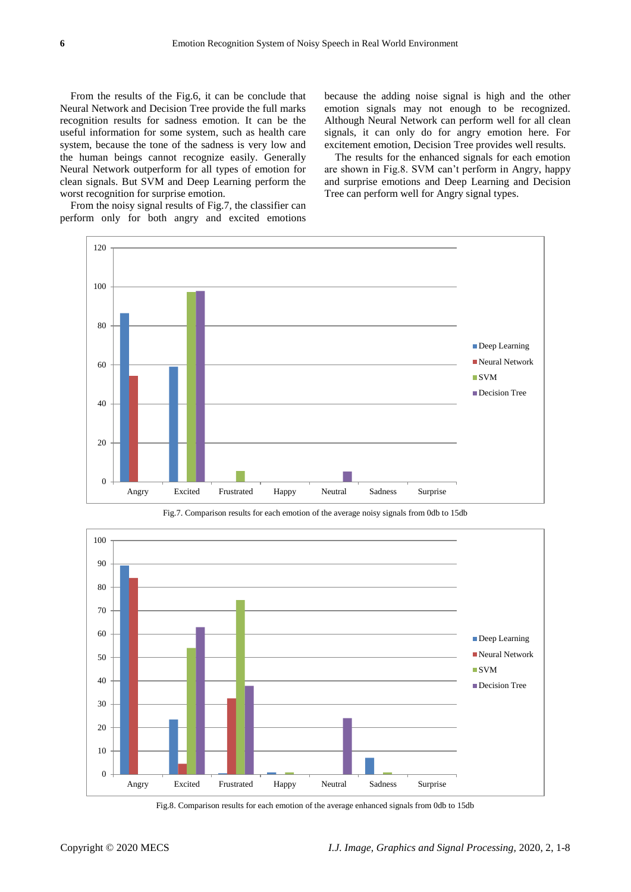From the results of the Fig.6, it can be conclude that Neural Network and Decision Tree provide the full marks recognition results for sadness emotion. It can be the useful information for some system, such as health care system, because the tone of the sadness is very low and the human beings cannot recognize easily. Generally Neural Network outperform for all types of emotion for clean signals. But SVM and Deep Learning perform the worst recognition for surprise emotion.

From the noisy signal results of Fig.7, the classifier can perform only for both angry and excited emotions because the adding noise signal is high and the other emotion signals may not enough to be recognized. Although Neural Network can perform well for all clean signals, it can only do for angry emotion here. For excitement emotion, Decision Tree provides well results.

The results for the enhanced signals for each emotion are shown in Fig.8. SVM can't perform in Angry, happy and surprise emotions and Deep Learning and Decision Tree can perform well for Angry signal types.

120
100
80
60
40
20
0
Angry
Excited
Frustrated
Happy
Neutral
Sadness
Surprise
Deep Learning
Neural Network
SVM
Decision Tree

Fig.7. Comparison results for each emotion of the average noisy signals from 0db to 15db

100
90
80
70
60
50
40
30
20
10
0
Angry
Excited
Frustrated
Happy
Neutral
Sadness
Surprise
Deep Learning
Neural Network
SVM
Decision Tree

Fig.8. Comparison results for each emotion of the average enhanced signals from 0db to 15db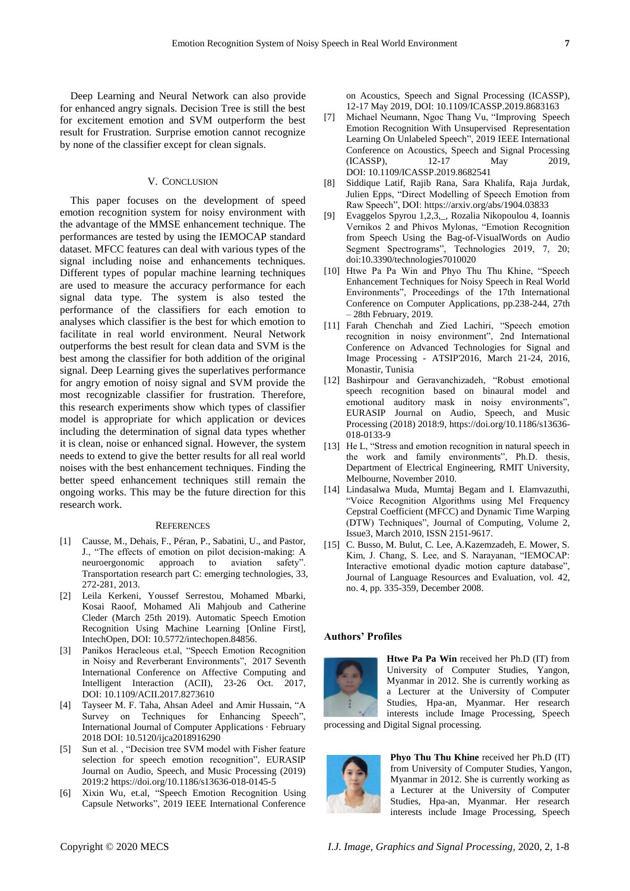Deep Learning and Neural Network can also provide for enhanced angry signals. Decision Tree is still the best for excitement emotion and SVM outperform the best result for Frustration. Surprise emotion cannot recognize by none of the classifier except for clean signals.

## V. Conclusion

This paper focuses on the development of speed emotion recognition system for noisy environment with the advantage of the MMSE enhancement technique. The performances are tested by using the IEMOCAP standard dataset. MFCC features can deal with various types of the signal including noise and enhancements techniques. Different types of popular machine learning techniques are used to measure the accuracy performance for each signal data type. The system is also tested the performance of the classifiers for each emotion to analyses which classifier is the best for which emotion to facilitate in real world environment. Neural Network outperforms the best result for clean data and SVM is the best among the classifier for both addition of the original signal. Deep Learning gives the superlatives performance for angry emotion of noisy signal and SVM provide the most recognizable classifier for frustration. Therefore, this research experiments show which types of classifier model is appropriate for which application or devices including the determination of signal data types whether it is clean, noise or enhanced signal. However, the system needs to extend to give the better results for all real world noises with the best enhancement techniques. Finding the better speed enhancement techniques still remain the ongoing works. This may be the future direction for this research work.

## References

[1] Causse, M., Dehais, F., Péran, P., Sabatini, U., and Pastor, J., "The effects of emotion on pilot decision-making: A neuroergonomic approach to aviation safety". Transportation research part C: emerging technologies, 33, 272-281, 2013.

[2] Leila Kerkeni, Youssef Serrestou, Mohamed Mbarki, Kosai Raoof, Mohamed Ali Mahjoub and Catherine Cleder (March 25th 2019). Automatic Speech Emotion Recognition Using Machine Learning [Online First], IntechOpen, DOI: 10.5772/intechopen.84856.

[3] Panikos Heracleous et.al, "Speech Emotion Recognition in Noisy and Reverberant Environments", 2017 Seventh International Conference on Affective Computing and Intelligent Interaction (ACII), 23-26 Oct. 2017, DOI: 10.1109/ACII.2017.8273610

[4] Tayseer M. F. Taha, Ahsan Adeel and Amir Hussain, "A Survey on Techniques for Enhancing Speech", International Journal of Computer Applications · February 2018 DOI: 10.5120/ijca2018916290

[5] Sun et al. , "Decision tree SVM model with Fisher feature selection for speech emotion recognition", EURASIP Journal on Audio, Speech, and Music Processing (2019) 2019:2 https://doi.org/10.1186/s13636-018-0145-5

[6] Xixin Wu, et.al, "Speech Emotion Recognition Using Capsule Networks", 2019 IEEE International Conference on Acoustics, Speech and Signal Processing (ICASSP), 12-17 May 2019, DOI: 10.1109/ICASSP.2019.8683163

[7] Michael Neumann, Ngoc Thang Vu, "Improving Speech Emotion Recognition With Unsupervised Representation Learning On Unlabeled Speech", 2019 IEEE International Conference on Acoustics, Speech and Signal Processing (ICASSP), 12-17 May 2019, DOI: 10.1109/ICASSP.2019.8682541

[8] Siddique Latif, Rajib Rana, Sara Khalifa, Raja Jurdak, Julien Epps, "Direct Modelling of Speech Emotion from Raw Speech", DOI: https://arxiv.org/abs/1904.03833

[9] Evaggelos Spyrou 1,2,3,_, Rozalia Nikopoulou 4, Ioannis Vernikos 2 and Phivos Mylonas, "Emotion Recognition from Speech Using the Bag-of-VisualWords on Audio Segment Spectrograms", Technologies 2019, 7, 20; doi:10.3390/technologies7010020

[10] Htwe Pa Pa Win and Phyo Thu Thu Khine, "Speech Enhancement Techniques for Noisy Speech in Real World Environments", Proceedings of the 17th International Conference on Computer Applications, pp.238-244, 27th – 28th February, 2019.

[11] Farah Chenchah and Zied Lachiri, "Speech emotion recognition in noisy environment", 2nd International Conference on Advanced Technologies for Signal and Image Processing - ATSIP'2016, March 21-24, 2016, Monastir, Tunisia

[12] Bashirpour and Geravanchizadeh, "Robust emotional speech recognition based on binaural model and emotional auditory mask in noisy environments", EURASIP Journal on Audio, Speech, and Music Processing (2018) 2018:9, https://doi.org/10.1186/s13636-018-0133-9

[13] He L, "Stress and emotion recognition in natural speech in the work and family environments", Ph.D. thesis, Department of Electrical Engineering, RMIT University, Melbourne, November 2010.

[14] Lindasalwa Muda, Mumtaj Begam and I. Elamvazuthi, "Voice Recognition Algorithms using Mel Frequency Cepstral Coefficient (MFCC) and Dynamic Time Warping (DTW) Techniques", Journal of Computing, Volume 2, Issue3, March 2010, ISSN 2151-9617.

[15] C. Busso, M. Bulut, C. Lee, A.Kazemzadeh, E. Mower, S. Kim, J. Chang, S. Lee, and S. Narayanan, "IEMOCAP: Interactive emotional dyadic motion capture database", Journal of Language Resources and Evaluation, vol. 42, no. 4, pp. 335-359, December 2008.

### Authors' Profiles

**Htwe Pa Pa Win** received her Ph.D (IT) from University of Computer Studies, Yangon, Myanmar in 2012. She is currently working as a Lecturer at the University of Computer Studies, Hpa-an, Myanmar. Her research interests include Image Processing, Speech processing and Digital Signal processing.

**Phyo Thu Thu Khine** received her Ph.D (IT) from University of Computer Studies, Yangon, Myanmar in 2012. She is currently working as a Lecturer at the University of Computer Studies, Hpa-an, Myanmar. Her research interests include Image Processing, Speech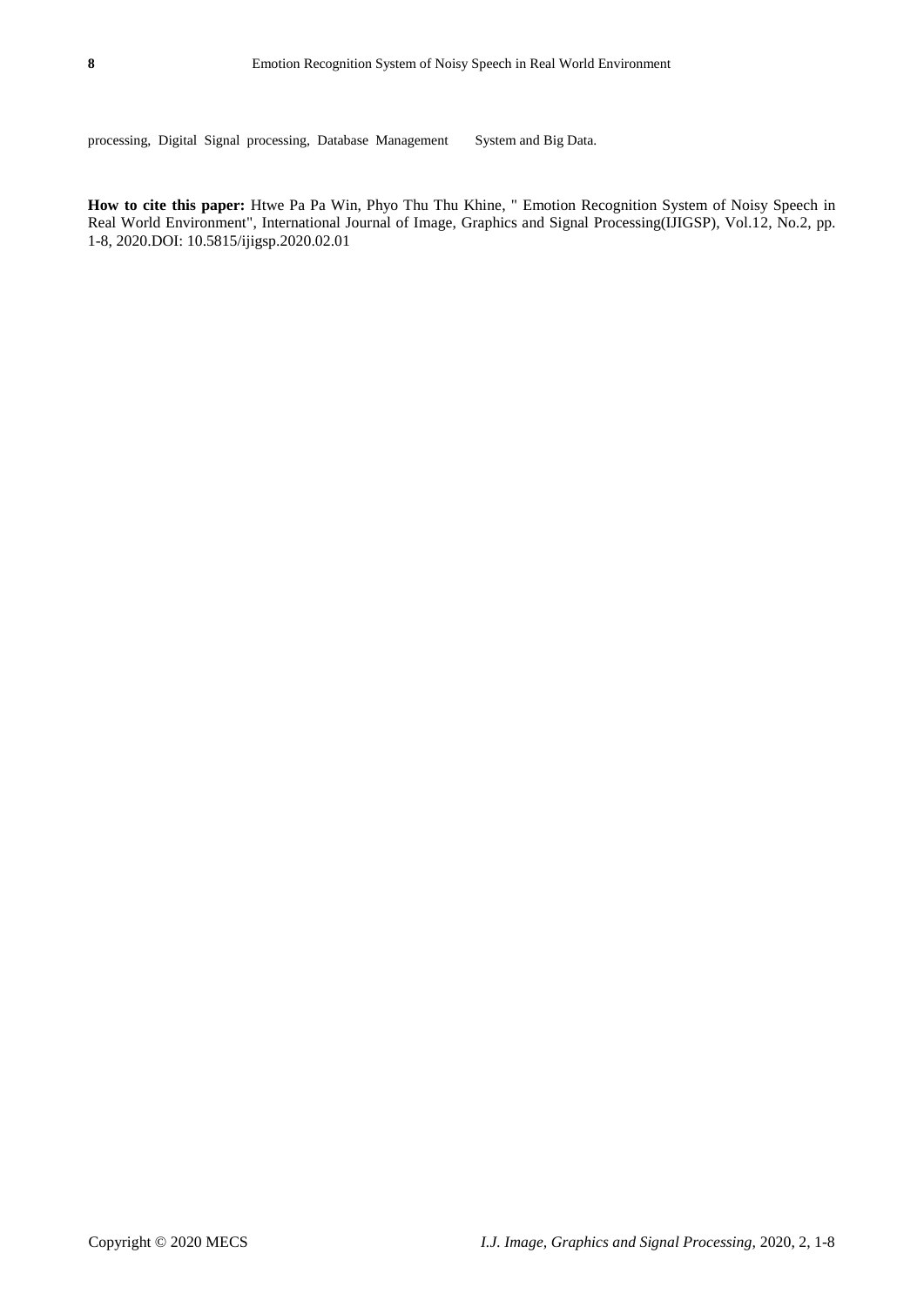processing, Digital Signal processing, Database Management System and Big Data.

**How to cite this paper:** Htwe Pa Pa Win, Phyo Thu Thu Khine, " Emotion Recognition System of Noisy Speech in Real World Environment", International Journal of Image, Graphics and Signal Processing(IJIGSP), Vol.12, No.2, pp. 1-8, 2020.DOI: 10.5815/ijigsp.2020.02.01